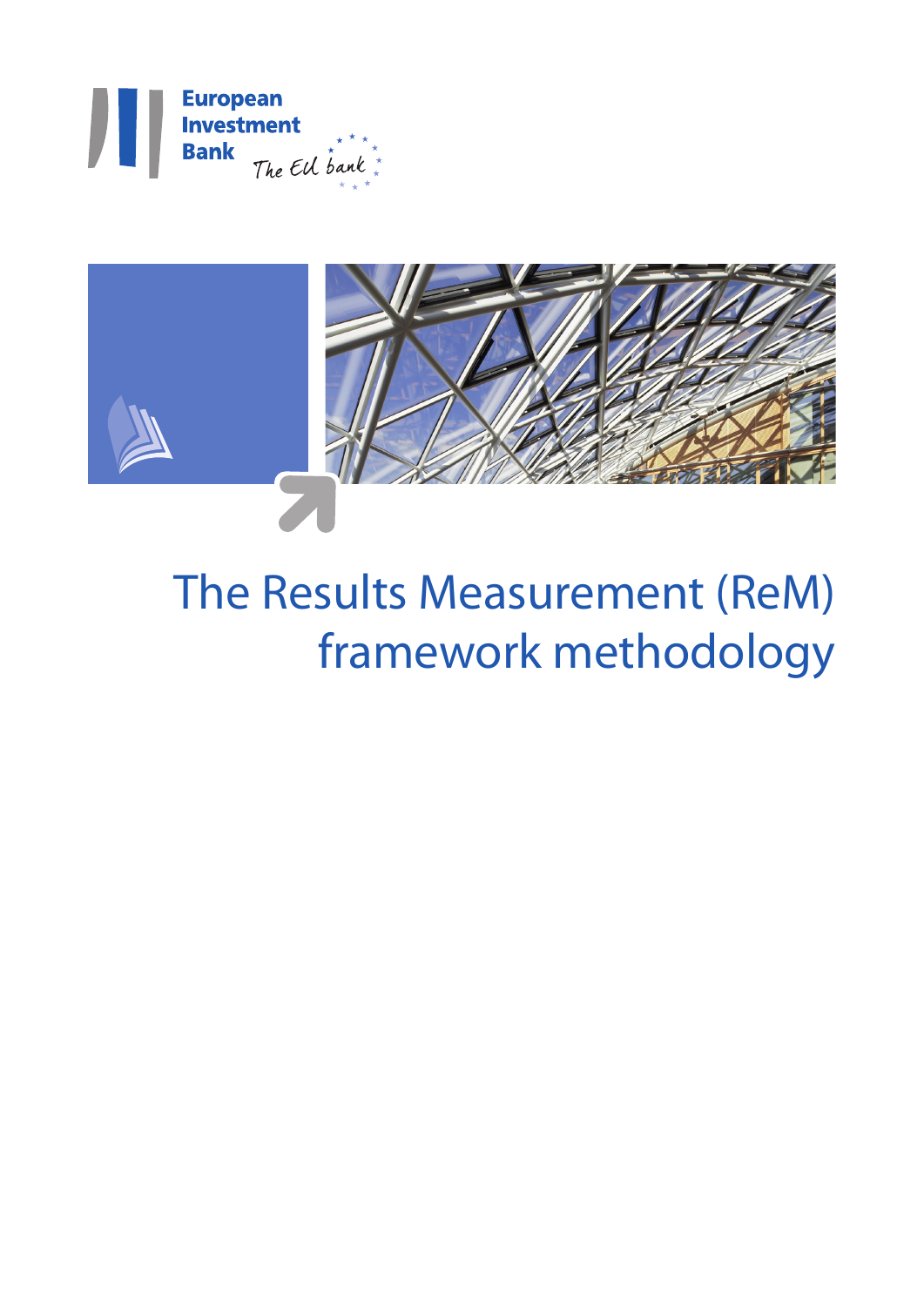European Investment Bank

The EU bank

# The Results Measurement (ReM) framework methodology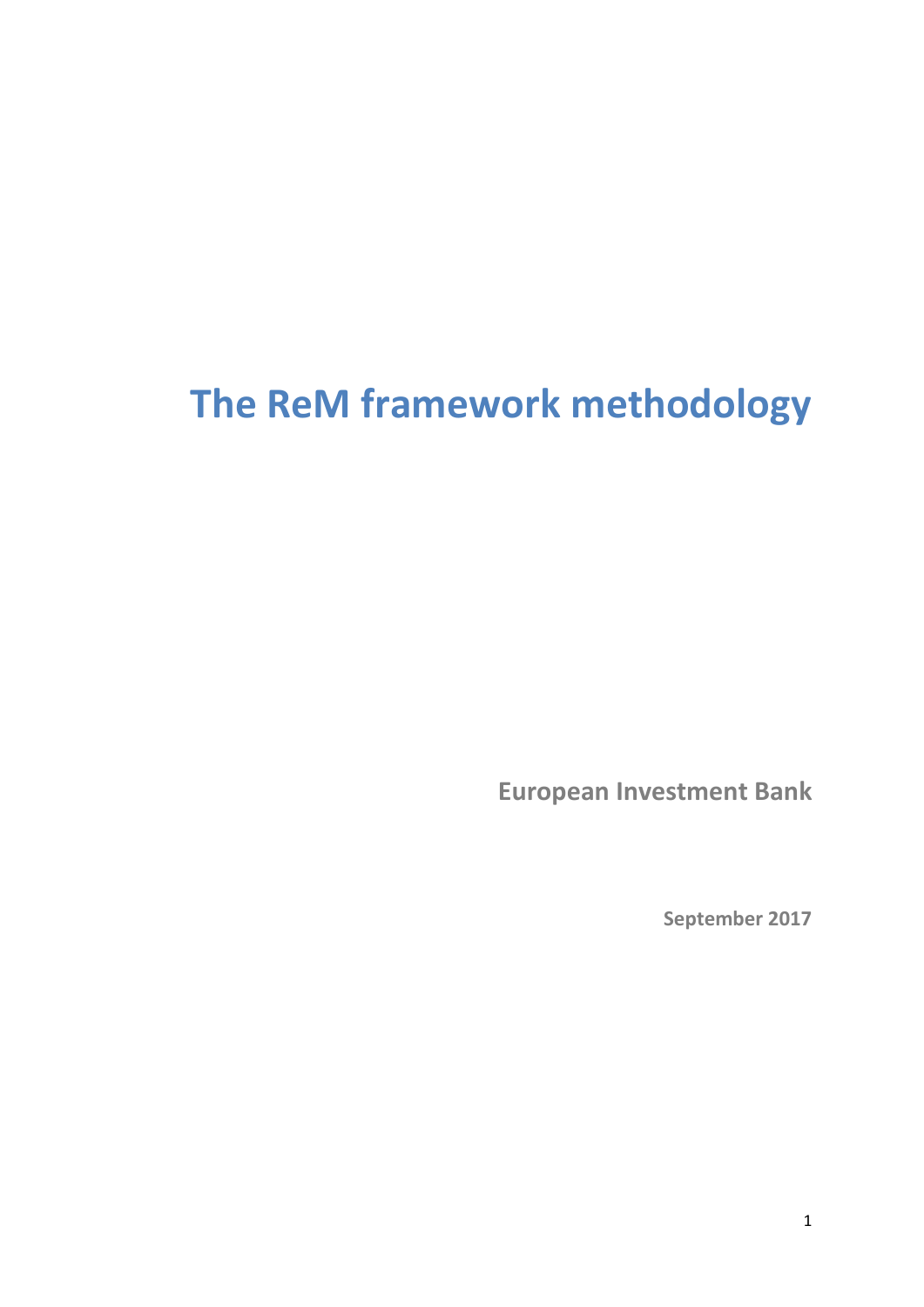# The ReM framework methodology

**European Investment Bank**

**September 2017**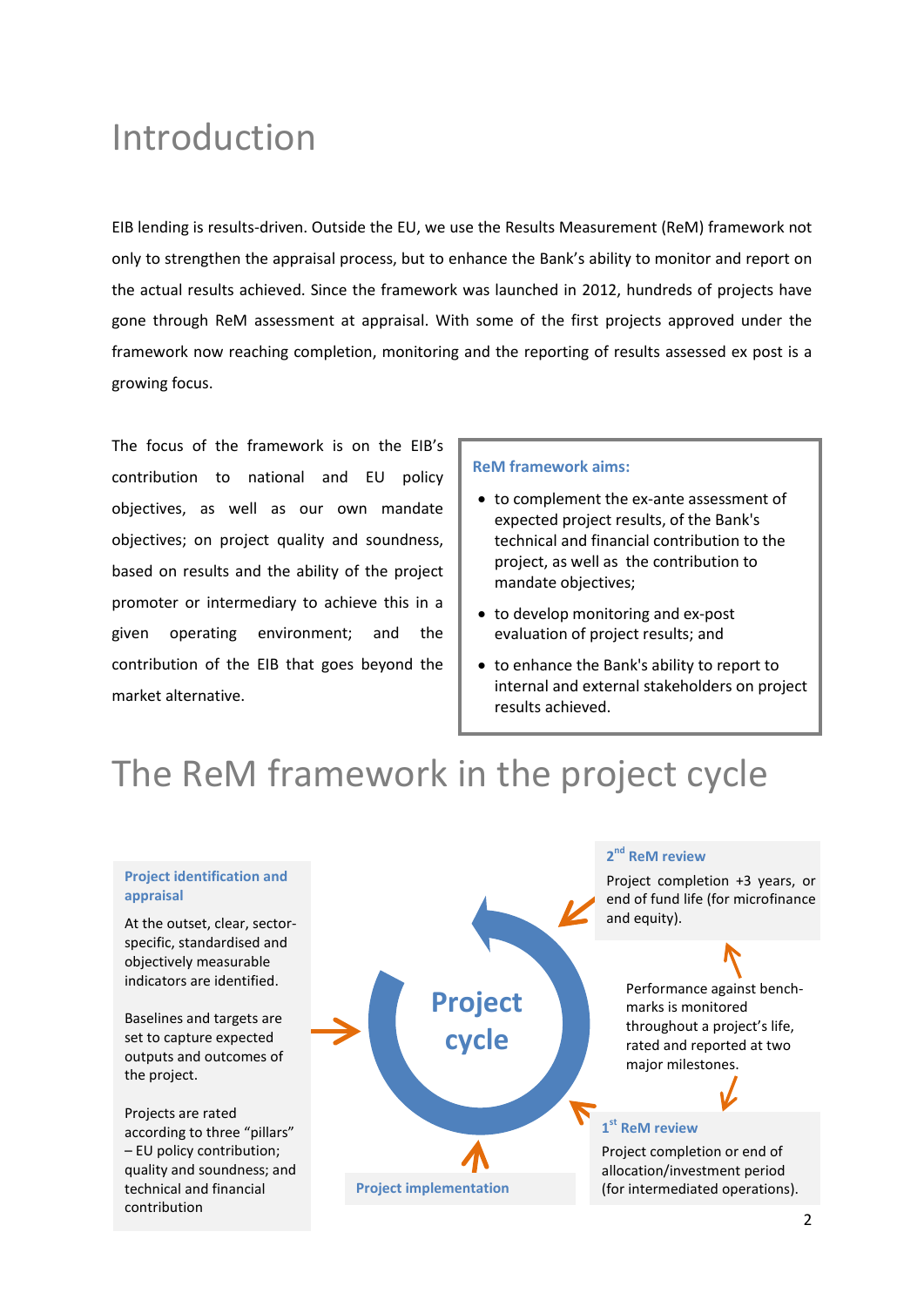# Introduction

EIB lending is results-driven. Outside the EU, we use the Results Measurement (ReM) framework not only to strengthen the appraisal process, but to enhance the Bank's ability to monitor and report on the actual results achieved. Since the framework was launched in 2012, hundreds of projects have gone through ReM assessment at appraisal. With some of the first projects approved under the framework now reaching completion, monitoring and the reporting of results assessed ex post is a growing focus.

The focus of the framework is on the EIB's contribution to national and EU policy objectives, as well as our own mandate objectives; on project quality and soundness, based on results and the ability of the project promoter or intermediary to achieve this in a given operating environment; and the contribution of the EIB that goes beyond the market alternative.

**ReM framework aims:**

- to complement the ex-ante assessment of expected project results, of the Bank's technical and financial contribution to the project, as well as the contribution to mandate objectives;
- to develop monitoring and ex-post evaluation of project results; and
- to enhance the Bank's ability to report to internal and external stakeholders on project results achieved.

# The ReM framework in the project cycle

**Project identification and appraisal**

At the outset, clear, sector-specific, standardised and objectively measurable indicators are identified.

Baselines and targets are set to capture expected outputs and outcomes of the project.

Projects are rated according to three "pillars" – EU policy contribution; quality and soundness; and technical and financial contribution

**Project cycle**

**Project implementation**

**1st ReM review**

Project completion or end of allocation/investment period (for intermediated operations).

Performance against bench-marks is monitored throughout a project's life, rated and reported at two major milestones.

**2nd ReM review**

Project completion +3 years, or end of fund life (for microfinance and equity).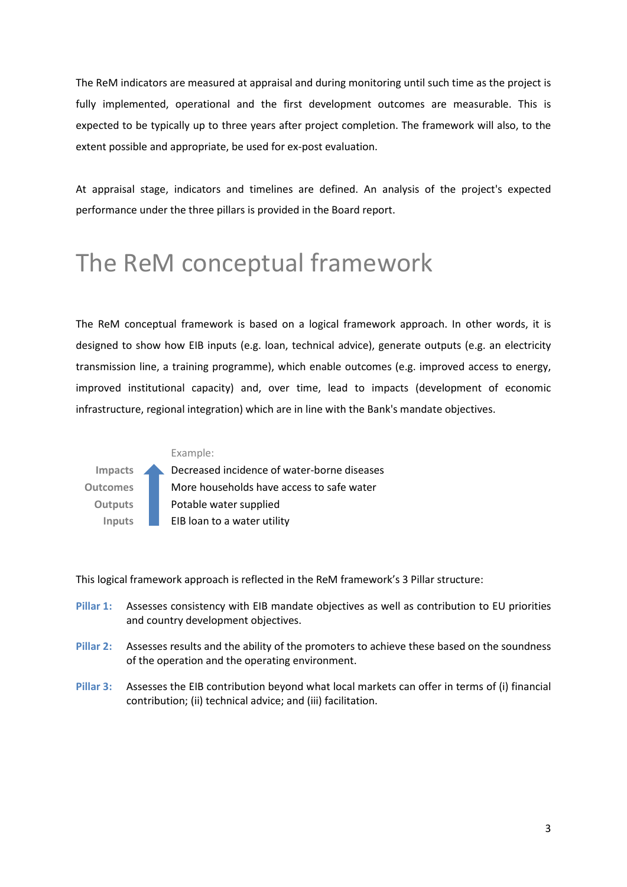The ReM indicators are measured at appraisal and during monitoring until such time as the project is fully implemented, operational and the first development outcomes are measurable. This is expected to be typically up to three years after project completion. The framework will also, to the extent possible and appropriate, be used for ex-post evaluation.

At appraisal stage, indicators and timelines are defined. An analysis of the project's expected performance under the three pillars is provided in the Board report.

# The ReM conceptual framework

The ReM conceptual framework is based on a logical framework approach. In other words, it is designed to show how EIB inputs (e.g. loan, technical advice), generate outputs (e.g. an electricity transmission line, a training programme), which enable outcomes (e.g. improved access to energy, improved institutional capacity) and, over time, lead to impacts (development of economic infrastructure, regional integration) which are in line with the Bank's mandate objectives.

| | Example: |
|---|---|
| **Impacts** | Decreased incidence of water-borne diseases |
| **Outcomes** | More households have access to safe water |
| **Outputs** | Potable water supplied |
| **Inputs** | EIB loan to a water utility |

This logical framework approach is reflected in the ReM framework's 3 Pillar structure:

**Pillar 1:** Assesses consistency with EIB mandate objectives as well as contribution to EU priorities and country development objectives.

**Pillar 2:** Assesses results and the ability of the promoters to achieve these based on the soundness of the operation and the operating environment.

**Pillar 3:** Assesses the EIB contribution beyond what local markets can offer in terms of (i) financial contribution; (ii) technical advice; and (iii) facilitation.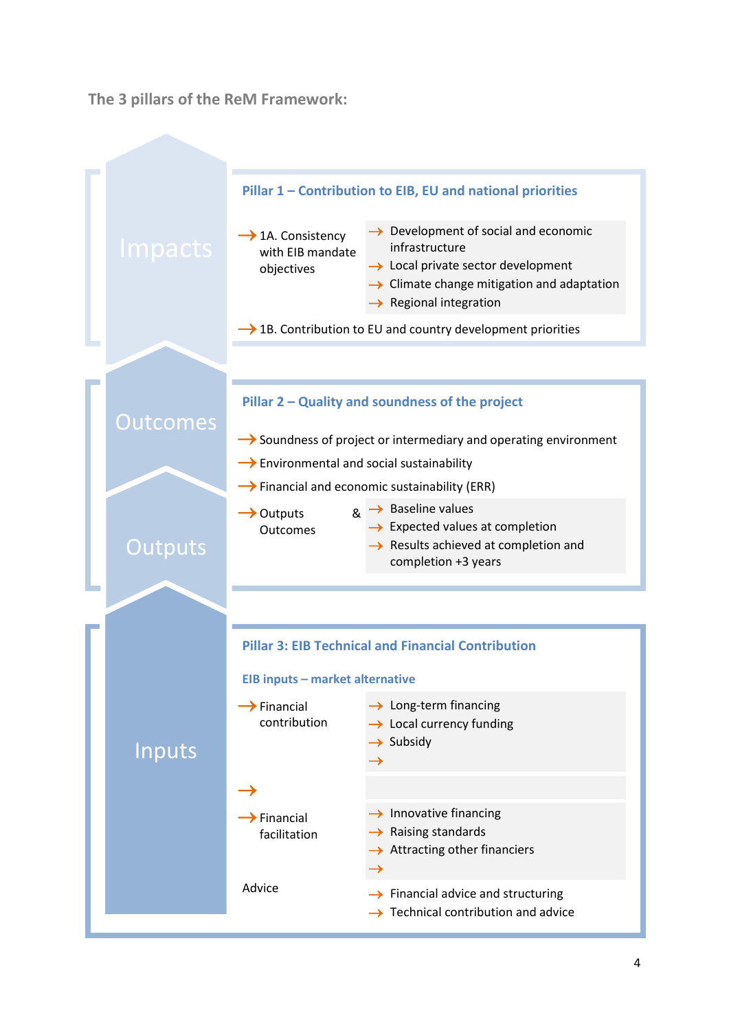### The 3 pillars of the ReM Framework:

**Impacts**

#### Pillar 1 – Contribution to EIB, EU and national priorities

- 1A. Consistency with EIB mandate objectives
  - Development of social and economic infrastructure
  - Local private sector development
  - Climate change mitigation and adaptation
  - Regional integration
- 1B. Contribution to EU and country development priorities

**Outcomes**

**Outputs**

#### Pillar 2 – Quality and soundness of the project

- Soundness of project or intermediary and operating environment
- Environmental and social sustainability
- Financial and economic sustainability (ERR)
- Outputs & Outcomes
  - Baseline values
  - Expected values at completion
  - Results achieved at completion and completion +3 years

**Inputs**

#### Pillar 3: EIB Technical and Financial Contribution

**EIB inputs – market alternative**

- Financial contribution
  - Long-term financing
  - Local currency funding
  - Subsidy
- Financial facilitation
  - Innovative financing
  - Raising standards
  - Attracting other financiers
- Advice
  - Financial advice and structuring
  - Technical contribution and advice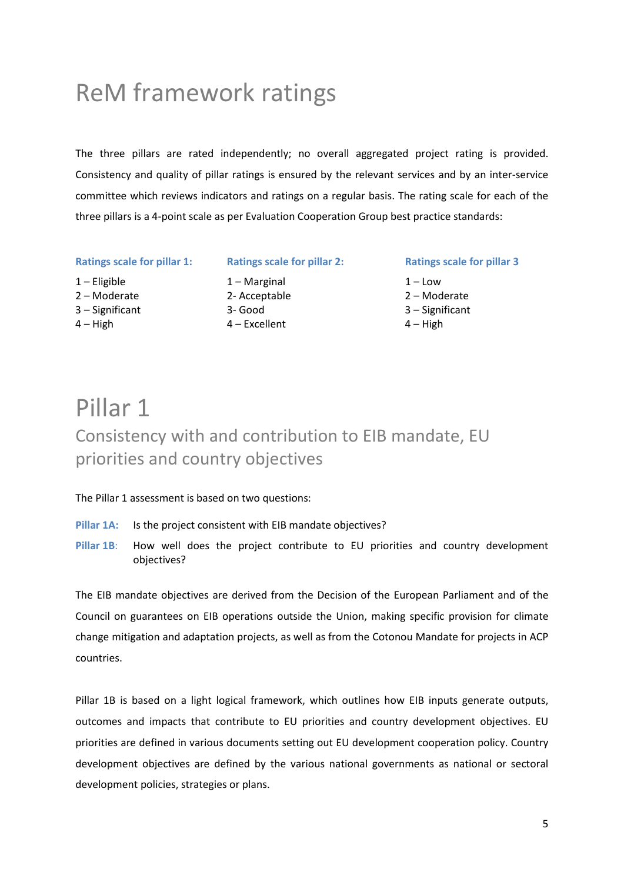# ReM framework ratings

The three pillars are rated independently; no overall aggregated project rating is provided. Consistency and quality of pillar ratings is ensured by the relevant services and by an inter-service committee which reviews indicators and ratings on a regular basis. The rating scale for each of the three pillars is a 4-point scale as per Evaluation Cooperation Group best practice standards:

**Ratings scale for pillar 1:**

1 – Eligible
2 – Moderate
3 – Significant
4 – High

**Ratings scale for pillar 2:**

1 – Marginal
2- Acceptable
3- Good
4 – Excellent

**Ratings scale for pillar 3**

1 – Low
2 – Moderate
3 – Significant
4 – High

# Pillar 1

## Consistency with and contribution to EIB mandate, EU priorities and country objectives

The Pillar 1 assessment is based on two questions:

**Pillar 1A:** Is the project consistent with EIB mandate objectives?

**Pillar 1B**: How well does the project contribute to EU priorities and country development objectives?

The EIB mandate objectives are derived from the Decision of the European Parliament and of the Council on guarantees on EIB operations outside the Union, making specific provision for climate change mitigation and adaptation projects, as well as from the Cotonou Mandate for projects in ACP countries.

Pillar 1B is based on a light logical framework, which outlines how EIB inputs generate outputs, outcomes and impacts that contribute to EU priorities and country development objectives. EU priorities are defined in various documents setting out EU development cooperation policy. Country development objectives are defined by the various national governments as national or sectoral development policies, strategies or plans.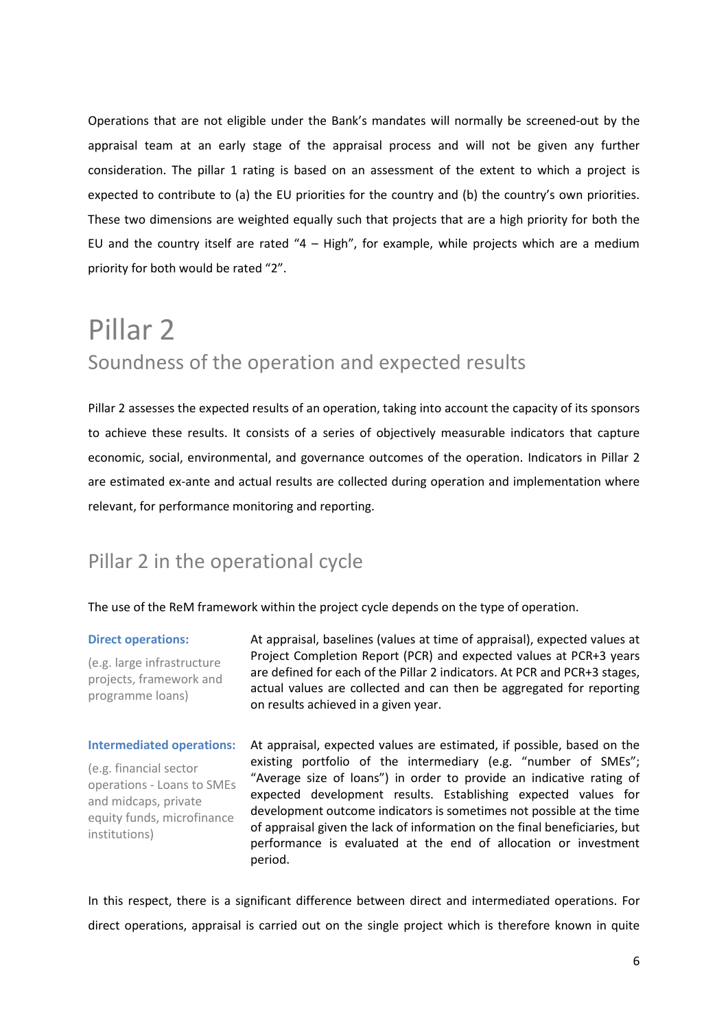Operations that are not eligible under the Bank's mandates will normally be screened-out by the appraisal team at an early stage of the appraisal process and will not be given any further consideration. The pillar 1 rating is based on an assessment of the extent to which a project is expected to contribute to (a) the EU priorities for the country and (b) the country's own priorities. These two dimensions are weighted equally such that projects that are a high priority for both the EU and the country itself are rated "4 – High", for example, while projects which are a medium priority for both would be rated "2".

# Pillar 2

## Soundness of the operation and expected results

Pillar 2 assesses the expected results of an operation, taking into account the capacity of its sponsors to achieve these results. It consists of a series of objectively measurable indicators that capture economic, social, environmental, and governance outcomes of the operation. Indicators in Pillar 2 are estimated ex-ante and actual results are collected during operation and implementation where relevant, for performance monitoring and reporting.

## Pillar 2 in the operational cycle

The use of the ReM framework within the project cycle depends on the type of operation.

**Direct operations:**

(e.g. large infrastructure projects, framework and programme loans)

At appraisal, baselines (values at time of appraisal), expected values at Project Completion Report (PCR) and expected values at PCR+3 years are defined for each of the Pillar 2 indicators. At PCR and PCR+3 stages, actual values are collected and can then be aggregated for reporting on results achieved in a given year.

**Intermediated operations:**

(e.g. financial sector operations - Loans to SMEs and midcaps, private equity funds, microfinance institutions)

At appraisal, expected values are estimated, if possible, based on the existing portfolio of the intermediary (e.g. "number of SMEs"; "Average size of loans") in order to provide an indicative rating of expected development results. Establishing expected values for development outcome indicators is sometimes not possible at the time of appraisal given the lack of information on the final beneficiaries, but performance is evaluated at the end of allocation or investment period.

In this respect, there is a significant difference between direct and intermediated operations. For direct operations, appraisal is carried out on the single project which is therefore known in quite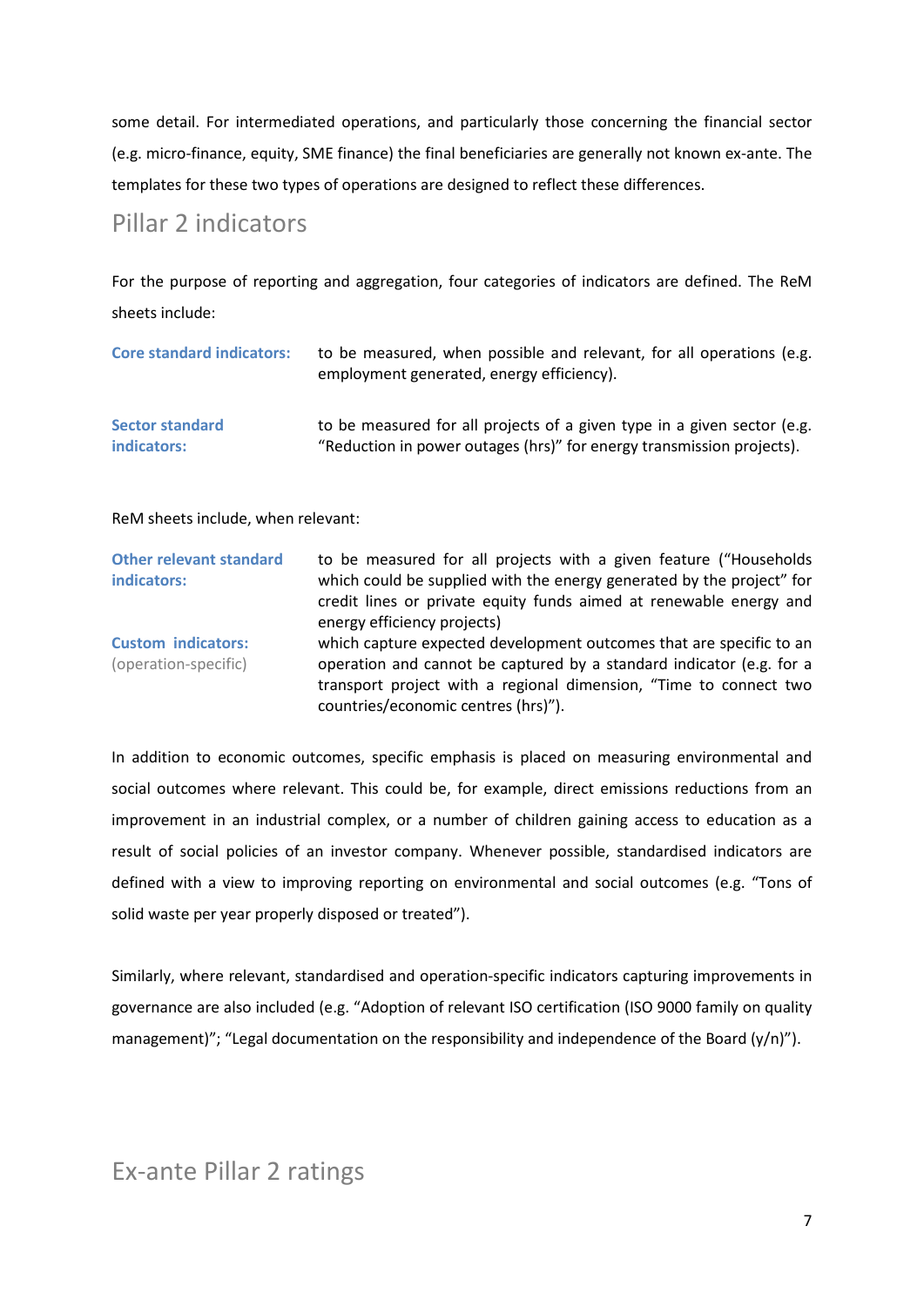some detail. For intermediated operations, and particularly those concerning the financial sector (e.g. micro-finance, equity, SME finance) the final beneficiaries are generally not known ex-ante. The templates for these two types of operations are designed to reflect these differences.

## Pillar 2 indicators

For the purpose of reporting and aggregation, four categories of indicators are defined. The ReM sheets include:

**Core standard indicators:** to be measured, when possible and relevant, for all operations (e.g. employment generated, energy efficiency).

**Sector standard indicators:** to be measured for all projects of a given type in a given sector (e.g. “Reduction in power outages (hrs)” for energy transmission projects).

ReM sheets include, when relevant:

**Other relevant standard indicators:** to be measured for all projects with a given feature (“Households which could be supplied with the energy generated by the project” for credit lines or private equity funds aimed at renewable energy and energy efficiency projects)

**Custom indicators:** (operation-specific) which capture expected development outcomes that are specific to an operation and cannot be captured by a standard indicator (e.g. for a transport project with a regional dimension, “Time to connect two countries/economic centres (hrs)”).

In addition to economic outcomes, specific emphasis is placed on measuring environmental and social outcomes where relevant. This could be, for example, direct emissions reductions from an improvement in an industrial complex, or a number of children gaining access to education as a result of social policies of an investor company. Whenever possible, standardised indicators are defined with a view to improving reporting on environmental and social outcomes (e.g. “Tons of solid waste per year properly disposed or treated”).

Similarly, where relevant, standardised and operation-specific indicators capturing improvements in governance are also included (e.g. “Adoption of relevant ISO certification (ISO 9000 family on quality management)”; “Legal documentation on the responsibility and independence of the Board (y/n)”).

## Ex-ante Pillar 2 ratings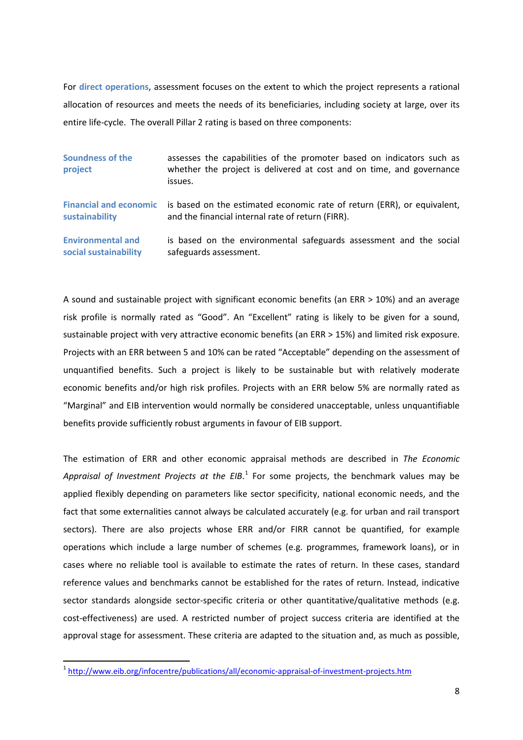For **direct operations**, assessment focuses on the extent to which the project represents a rational allocation of resources and meets the needs of its beneficiaries, including society at large, over its entire life-cycle. The overall Pillar 2 rating is based on three components:

| | |
|---|---|
| **Soundness of the project** | assesses the capabilities of the promoter based on indicators such as whether the project is delivered at cost and on time, and governance issues. |
| **Financial and economic sustainability** | is based on the estimated economic rate of return (ERR), or equivalent, and the financial internal rate of return (FIRR). |
| **Environmental and social sustainability** | is based on the environmental safeguards assessment and the social safeguards assessment. |

A sound and sustainable project with significant economic benefits (an ERR > 10%) and an average risk profile is normally rated as "Good". An "Excellent" rating is likely to be given for a sound, sustainable project with very attractive economic benefits (an ERR > 15%) and limited risk exposure. Projects with an ERR between 5 and 10% can be rated "Acceptable" depending on the assessment of unquantified benefits. Such a project is likely to be sustainable but with relatively moderate economic benefits and/or high risk profiles. Projects with an ERR below 5% are normally rated as "Marginal" and EIB intervention would normally be considered unacceptable, unless unquantifiable benefits provide sufficiently robust arguments in favour of EIB support.

The estimation of ERR and other economic appraisal methods are described in *The Economic Appraisal of Investment Projects at the EIB*.[1] For some projects, the benchmark values may be applied flexibly depending on parameters like sector specificity, national economic needs, and the fact that some externalities cannot always be calculated accurately (e.g. for urban and rail transport sectors). There are also projects whose ERR and/or FIRR cannot be quantified, for example operations which include a large number of schemes (e.g. programmes, framework loans), or in cases where no reliable tool is available to estimate the rates of return. In these cases, standard reference values and benchmarks cannot be established for the rates of return. Instead, indicative sector standards alongside sector-specific criteria or other quantitative/qualitative methods (e.g. cost-effectiveness) are used. A restricted number of project success criteria are identified at the approval stage for assessment. These criteria are adapted to the situation and, as much as possible,

---

[1] http://www.eib.org/infocentre/publications/all/economic-appraisal-of-investment-projects.htm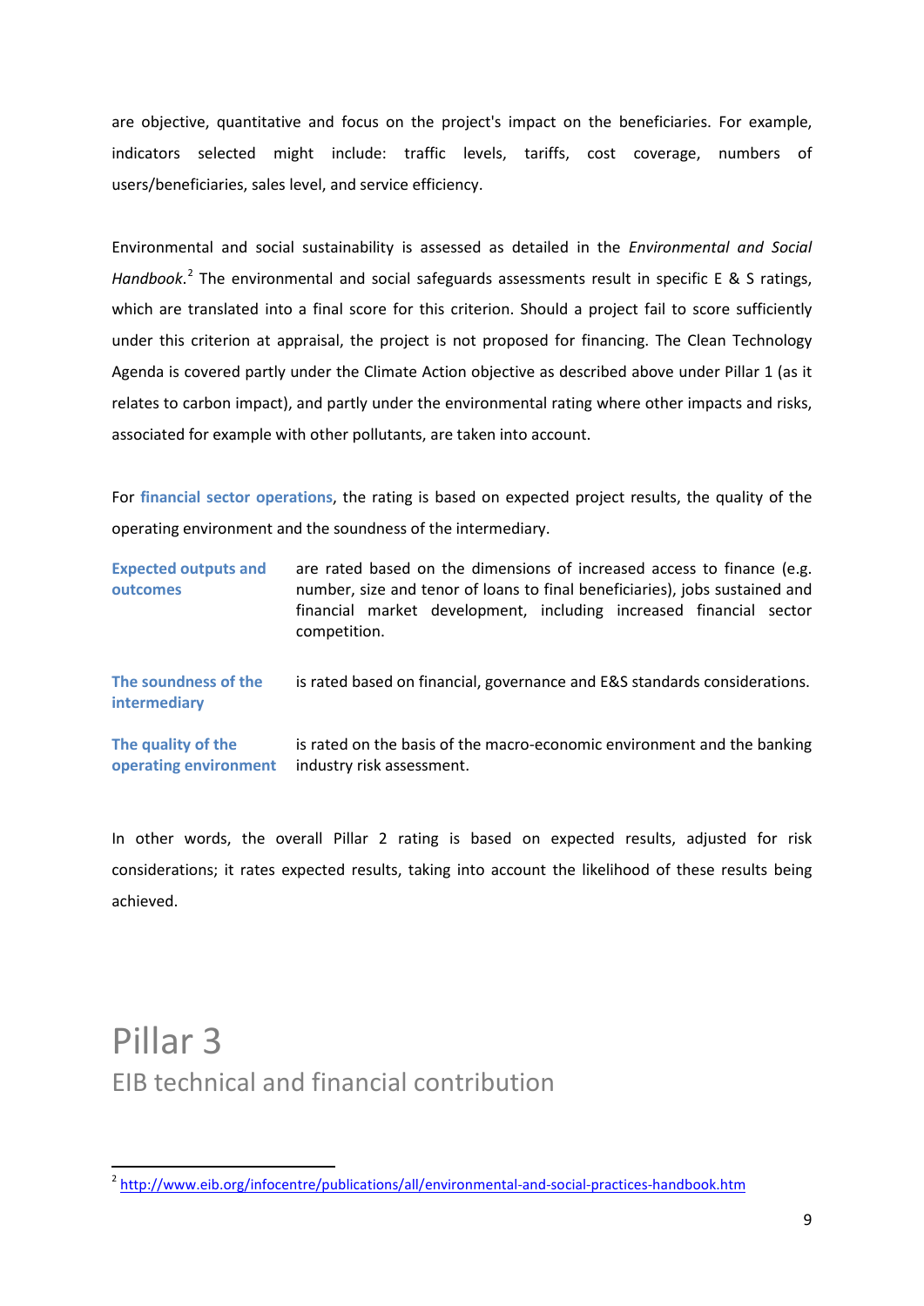are objective, quantitative and focus on the project's impact on the beneficiaries. For example, indicators selected might include: traffic levels, tariffs, cost coverage, numbers of users/beneficiaries, sales level, and service efficiency.

Environmental and social sustainability is assessed as detailed in the *Environmental and Social Handbook*.[2] The environmental and social safeguards assessments result in specific E & S ratings, which are translated into a final score for this criterion. Should a project fail to score sufficiently under this criterion at appraisal, the project is not proposed for financing. The Clean Technology Agenda is covered partly under the Climate Action objective as described above under Pillar 1 (as it relates to carbon impact), and partly under the environmental rating where other impacts and risks, associated for example with other pollutants, are taken into account.

For **financial sector operations**, the rating is based on expected project results, the quality of the operating environment and the soundness of the intermediary.

**Expected outputs and outcomes** are rated based on the dimensions of increased access to finance (e.g. number, size and tenor of loans to final beneficiaries), jobs sustained and financial market development, including increased financial sector competition.

**The soundness of the intermediary** is rated based on financial, governance and E&S standards considerations.

**The quality of the operating environment** is rated on the basis of the macro-economic environment and the banking industry risk assessment.

In other words, the overall Pillar 2 rating is based on expected results, adjusted for risk considerations; it rates expected results, taking into account the likelihood of these results being achieved.

# Pillar 3

## EIB technical and financial contribution

[2] http://www.eib.org/infocentre/publications/all/environmental-and-social-practices-handbook.htm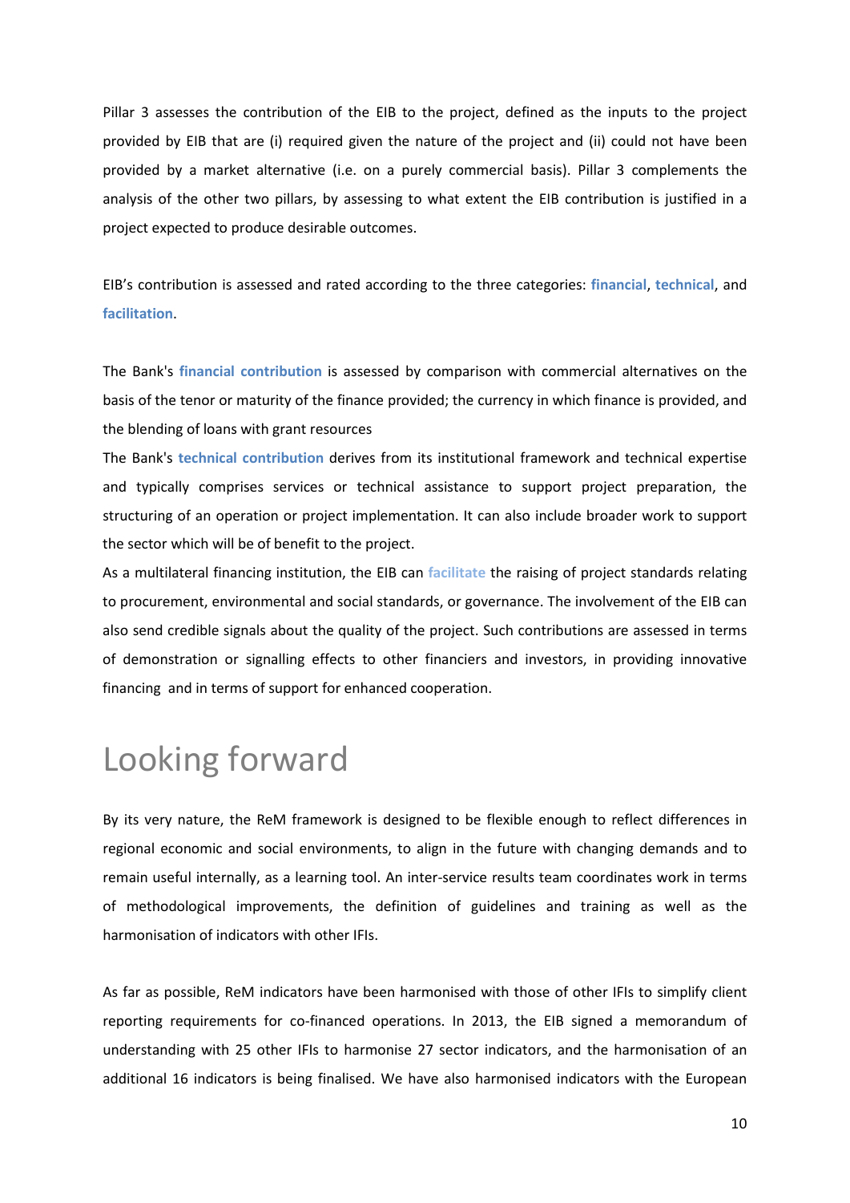Pillar 3 assesses the contribution of the EIB to the project, defined as the inputs to the project provided by EIB that are (i) required given the nature of the project and (ii) could not have been provided by a market alternative (i.e. on a purely commercial basis). Pillar 3 complements the analysis of the other two pillars, by assessing to what extent the EIB contribution is justified in a project expected to produce desirable outcomes.

EIB's contribution is assessed and rated according to the three categories: **financial**, **technical**, and **facilitation**.

The Bank's **financial contribution** is assessed by comparison with commercial alternatives on the basis of the tenor or maturity of the finance provided; the currency in which finance is provided, and the blending of loans with grant resources

The Bank's **technical contribution** derives from its institutional framework and technical expertise and typically comprises services or technical assistance to support project preparation, the structuring of an operation or project implementation. It can also include broader work to support the sector which will be of benefit to the project.

As a multilateral financing institution, the EIB can **facilitate** the raising of project standards relating to procurement, environmental and social standards, or governance. The involvement of the EIB can also send credible signals about the quality of the project. Such contributions are assessed in terms of demonstration or signalling effects to other financiers and investors, in providing innovative financing and in terms of support for enhanced cooperation.

# Looking forward

By its very nature, the ReM framework is designed to be flexible enough to reflect differences in regional economic and social environments, to align in the future with changing demands and to remain useful internally, as a learning tool. An inter-service results team coordinates work in terms of methodological improvements, the definition of guidelines and training as well as the harmonisation of indicators with other IFIs.

As far as possible, ReM indicators have been harmonised with those of other IFIs to simplify client reporting requirements for co-financed operations. In 2013, the EIB signed a memorandum of understanding with 25 other IFIs to harmonise 27 sector indicators, and the harmonisation of an additional 16 indicators is being finalised. We have also harmonised indicators with the European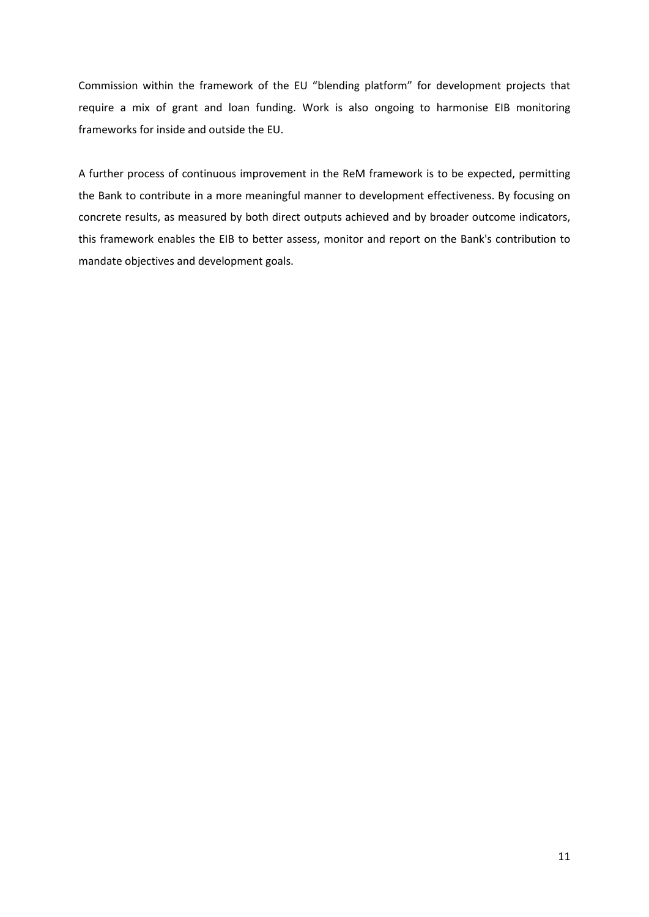Commission within the framework of the EU “blending platform” for development projects that require a mix of grant and loan funding. Work is also ongoing to harmonise EIB monitoring frameworks for inside and outside the EU.

A further process of continuous improvement in the ReM framework is to be expected, permitting the Bank to contribute in a more meaningful manner to development effectiveness. By focusing on concrete results, as measured by both direct outputs achieved and by broader outcome indicators, this framework enables the EIB to better assess, monitor and report on the Bank's contribution to mandate objectives and development goals.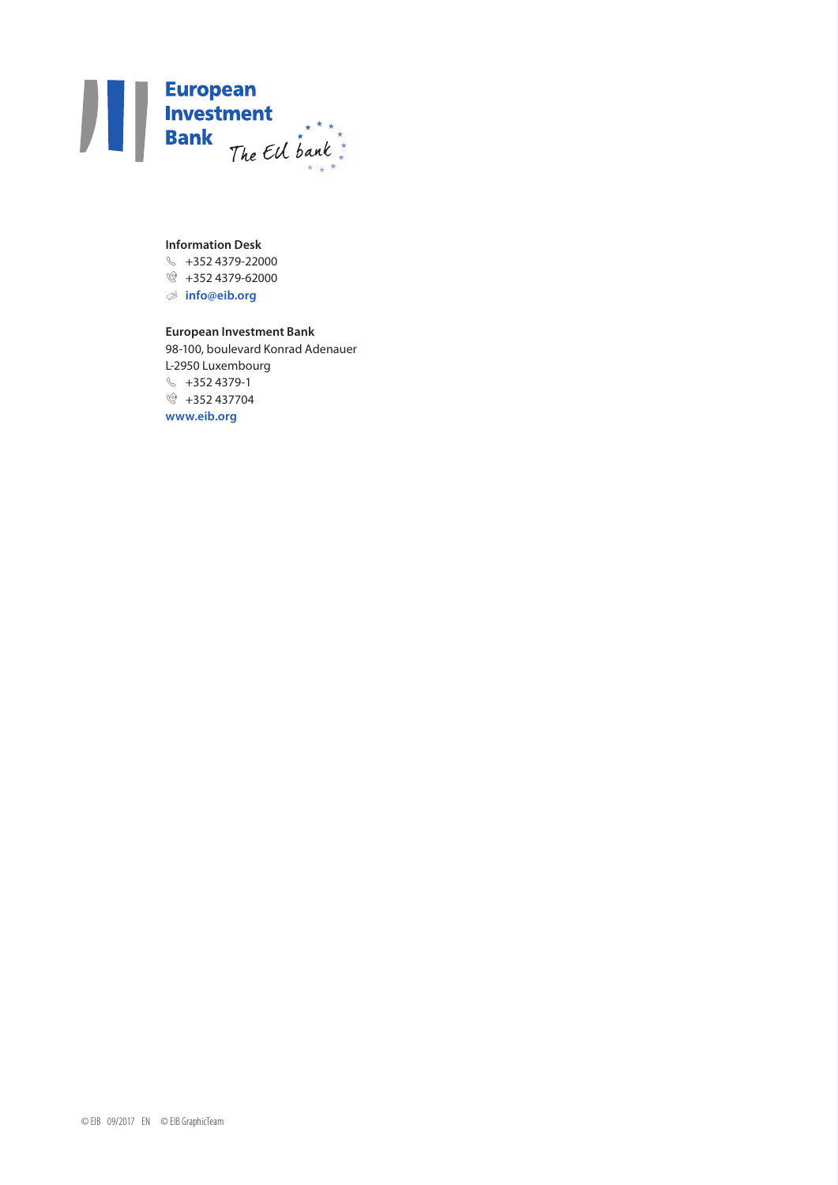**European Investment Bank** *The EU bank*

**Information Desk**

+352 4379-22000
+352 4379-62000
**info@eib.org**

**European Investment Bank**
98-100, boulevard Konrad Adenauer
L-2950 Luxembourg
+352 4379-1
+352 437704
**www.eib.org**

© EIB 09/2017 EN © EIB GraphicTeam